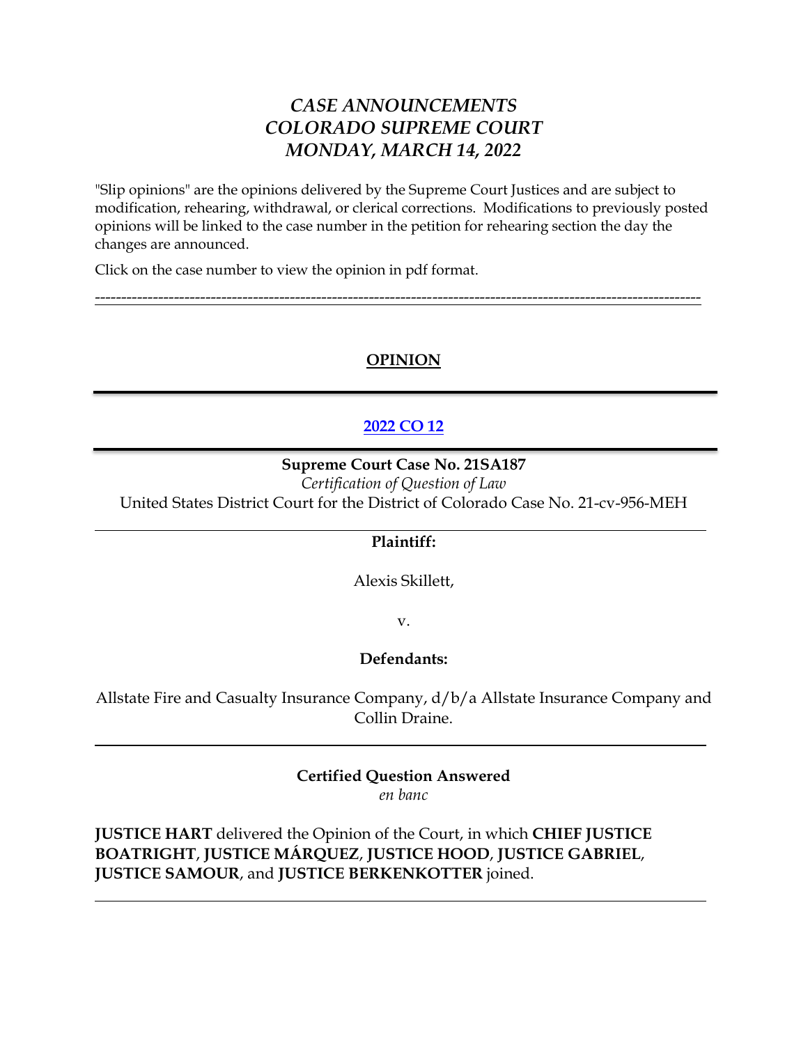# *CASE ANNOUNCEMENTS*
# *COLORADO SUPREME COURT*
# *MONDAY, MARCH 14, 2022*

"Slip opinions" are the opinions delivered by the Supreme Court Justices and are subject to modification, rehearing, withdrawal, or clerical corrections. Modifications to previously posted opinions will be linked to the case number in the petition for rehearing section the day the changes are announced.

Click on the case number to view the opinion in pdf format.

---

## OPINION

---

## 2022 CO 12

---

**Supreme Court Case No. 21SA187**

*Certification of Question of Law*

United States District Court for the District of Colorado Case No. 21-cv-956-MEH

---

**Plaintiff:**

Alexis Skillett,

v.

**Defendants:**

Allstate Fire and Casualty Insurance Company, d/b/a Allstate Insurance Company and Collin Draine.

---

**Certified Question Answered**

*en banc*

**JUSTICE HART** delivered the Opinion of the Court, in which **CHIEF JUSTICE BOATRIGHT**, **JUSTICE MÁRQUEZ**, **JUSTICE HOOD**, **JUSTICE GABRIEL**, **JUSTICE SAMOUR**, and **JUSTICE BERKENKOTTER** joined.

---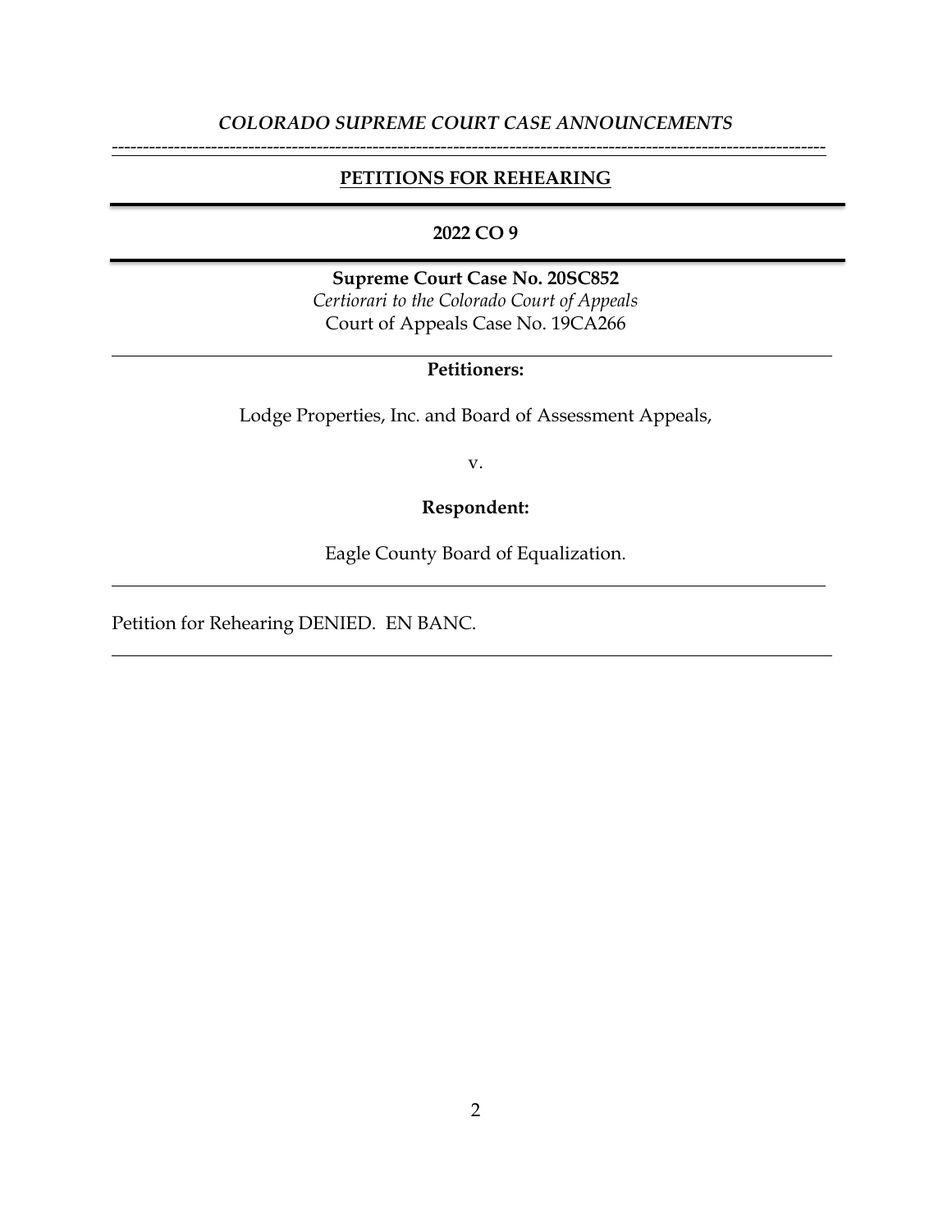*COLORADO SUPREME COURT CASE ANNOUNCEMENTS*

---

## PETITIONS FOR REHEARING

---

**2022 CO 9**

---

**Supreme Court Case No. 20SC852**
*Certiorari to the Colorado Court of Appeals*
Court of Appeals Case No. 19CA266

---

**Petitioners:**

Lodge Properties, Inc. and Board of Assessment Appeals,

v.

**Respondent:**

Eagle County Board of Equalization.

---

Petition for Rehearing DENIED. EN BANC.

---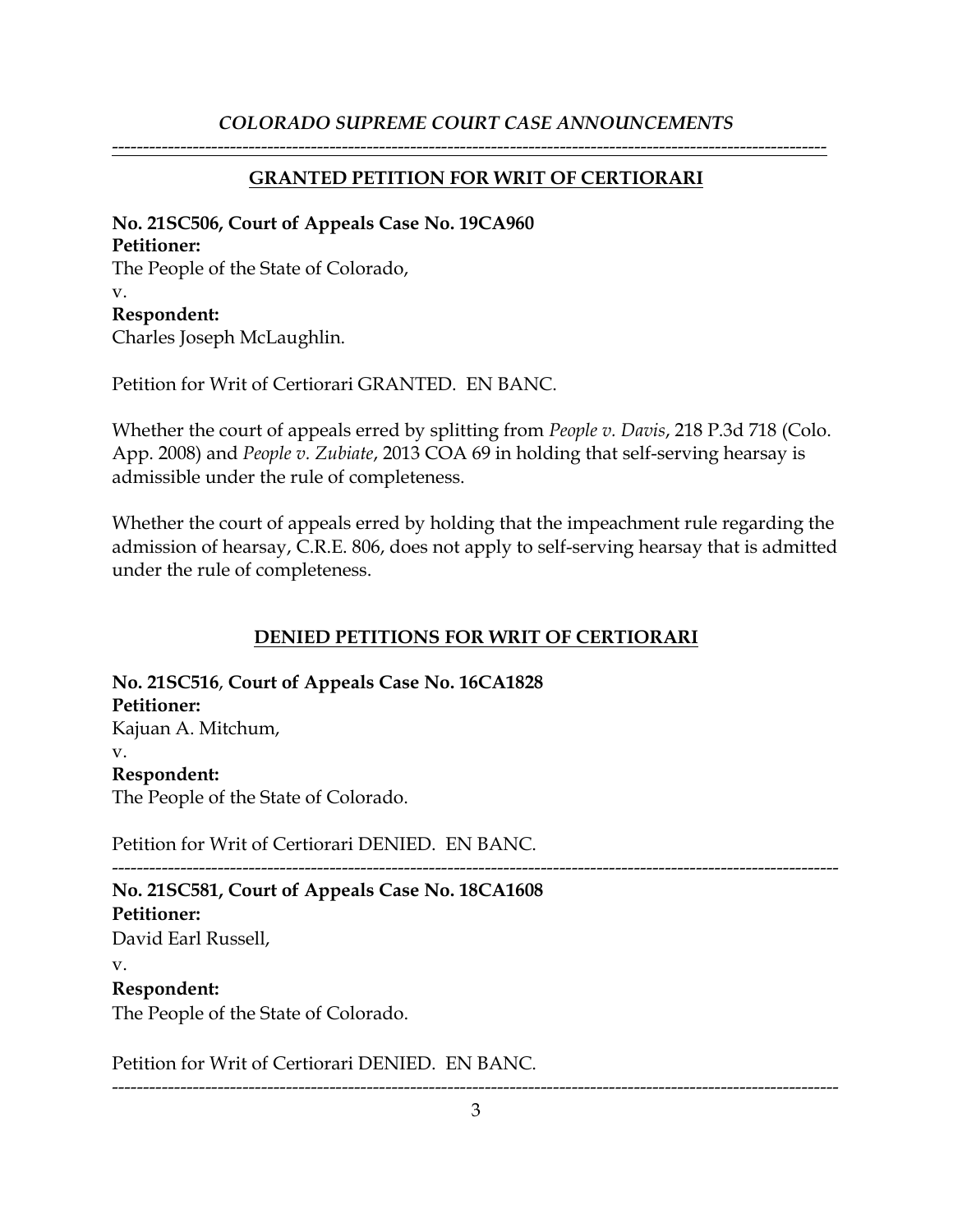*COLORADO SUPREME COURT CASE ANNOUNCEMENTS*

---

## GRANTED PETITION FOR WRIT OF CERTIORARI

**No. 21SC506, Court of Appeals Case No. 19CA960**
**Petitioner:**
The People of the State of Colorado,
v.
**Respondent:**
Charles Joseph McLaughlin.

Petition for Writ of Certiorari GRANTED. EN BANC.

Whether the court of appeals erred by splitting from *People v. Davis*, 218 P.3d 718 (Colo. App. 2008) and *People v. Zubiate*, 2013 COA 69 in holding that self-serving hearsay is admissible under the rule of completeness.

Whether the court of appeals erred by holding that the impeachment rule regarding the admission of hearsay, C.R.E. 806, does not apply to self-serving hearsay that is admitted under the rule of completeness.

## DENIED PETITIONS FOR WRIT OF CERTIORARI

**No. 21SC516, Court of Appeals Case No. 16CA1828**
**Petitioner:**
Kajuan A. Mitchum,
v.
**Respondent:**
The People of the State of Colorado.

Petition for Writ of Certiorari DENIED. EN BANC.

---

**No. 21SC581, Court of Appeals Case No. 18CA1608**
**Petitioner:**
David Earl Russell,
v.
**Respondent:**
The People of the State of Colorado.

Petition for Writ of Certiorari DENIED. EN BANC.

---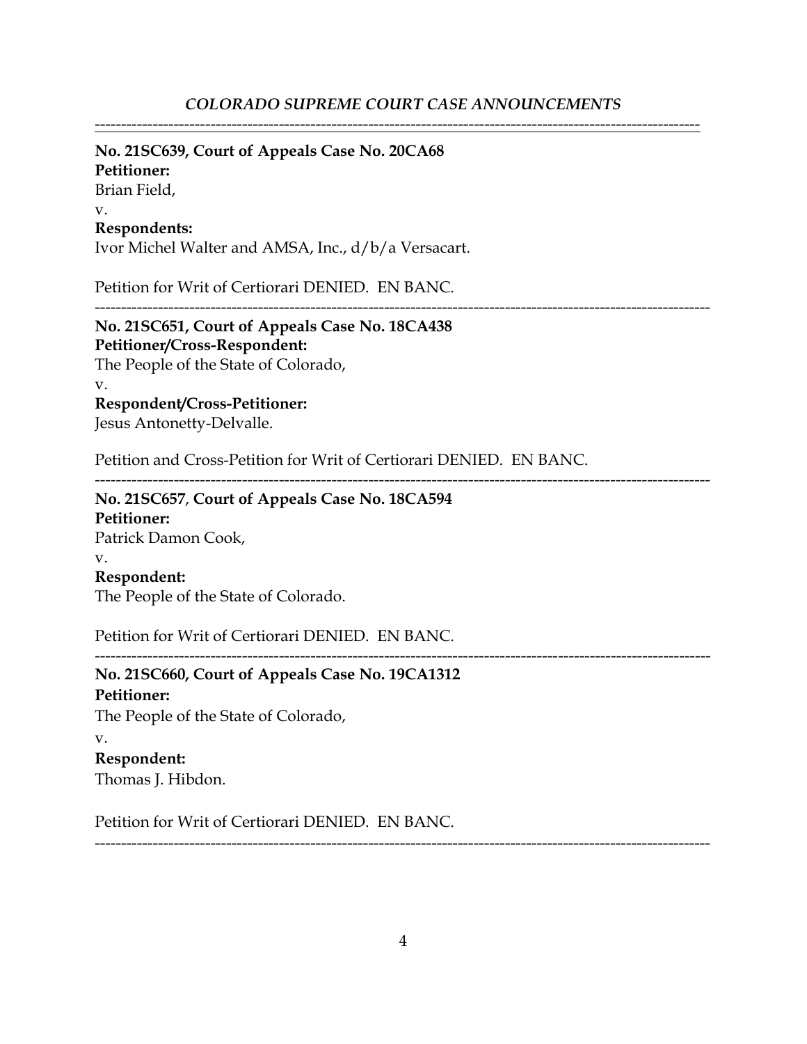**No. 21SC639, Court of Appeals Case No. 20CA68**
**Petitioner:**
Brian Field,
v.
**Respondents:**
Ivor Michel Walter and AMSA, Inc., d/b/a Versacart.

Petition for Writ of Certiorari DENIED. EN BANC.

---

**No. 21SC651, Court of Appeals Case No. 18CA438**
**Petitioner/Cross-Respondent:**
The People of the State of Colorado,
v.
**Respondent/Cross-Petitioner:**
Jesus Antonetty-Delvalle.

Petition and Cross-Petition for Writ of Certiorari DENIED. EN BANC.

---

**No. 21SC657**, **Court of Appeals Case No. 18CA594**
**Petitioner:**
Patrick Damon Cook,
v.
**Respondent:**
The People of the State of Colorado.

Petition for Writ of Certiorari DENIED. EN BANC.

---

**No. 21SC660, Court of Appeals Case No. 19CA1312**
**Petitioner:**
The People of the State of Colorado,
v.
**Respondent:**
Thomas J. Hibdon.

Petition for Writ of Certiorari DENIED. EN BANC.

---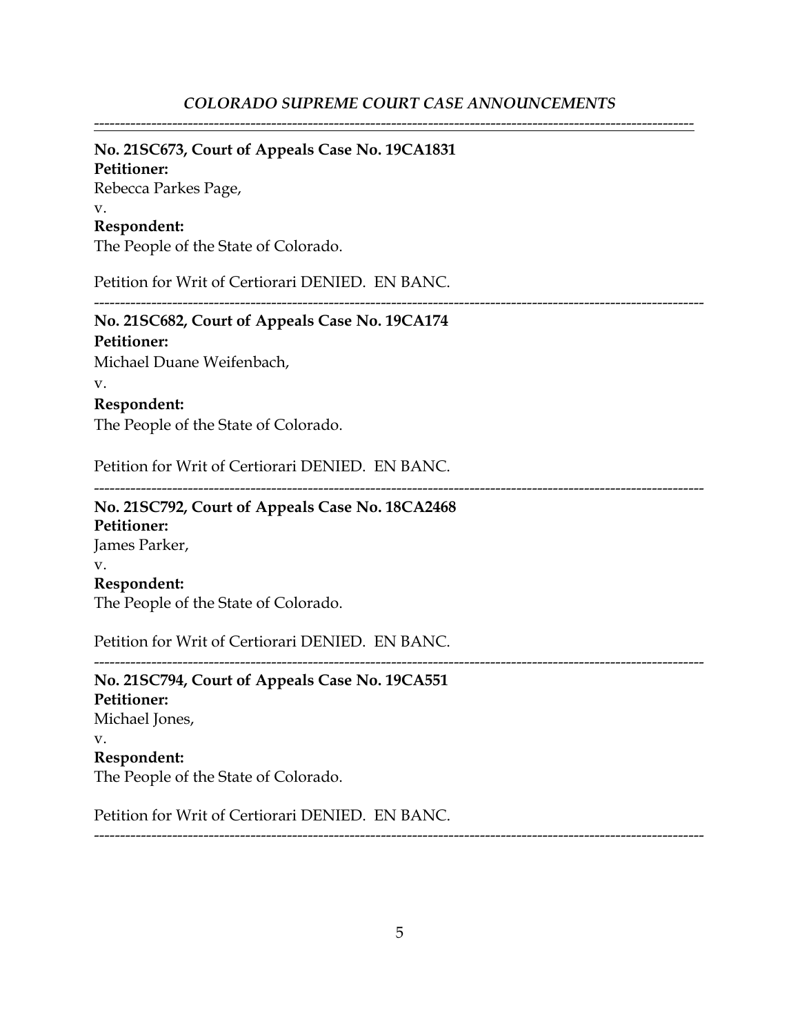*COLORADO SUPREME COURT CASE ANNOUNCEMENTS*

---

**No. 21SC673, Court of Appeals Case No. 19CA1831**
**Petitioner:**
Rebecca Parkes Page,
v.
**Respondent:**
The People of the State of Colorado.

Petition for Writ of Certiorari DENIED. EN BANC.

---

**No. 21SC682, Court of Appeals Case No. 19CA174**
**Petitioner:**
Michael Duane Weifenbach,
v.
**Respondent:**
The People of the State of Colorado.

Petition for Writ of Certiorari DENIED. EN BANC.

---

**No. 21SC792, Court of Appeals Case No. 18CA2468**
**Petitioner:**
James Parker,
v.
**Respondent:**
The People of the State of Colorado.

Petition for Writ of Certiorari DENIED. EN BANC.

---

**No. 21SC794, Court of Appeals Case No. 19CA551**
**Petitioner:**
Michael Jones,
v.
**Respondent:**
The People of the State of Colorado.

Petition for Writ of Certiorari DENIED. EN BANC.

---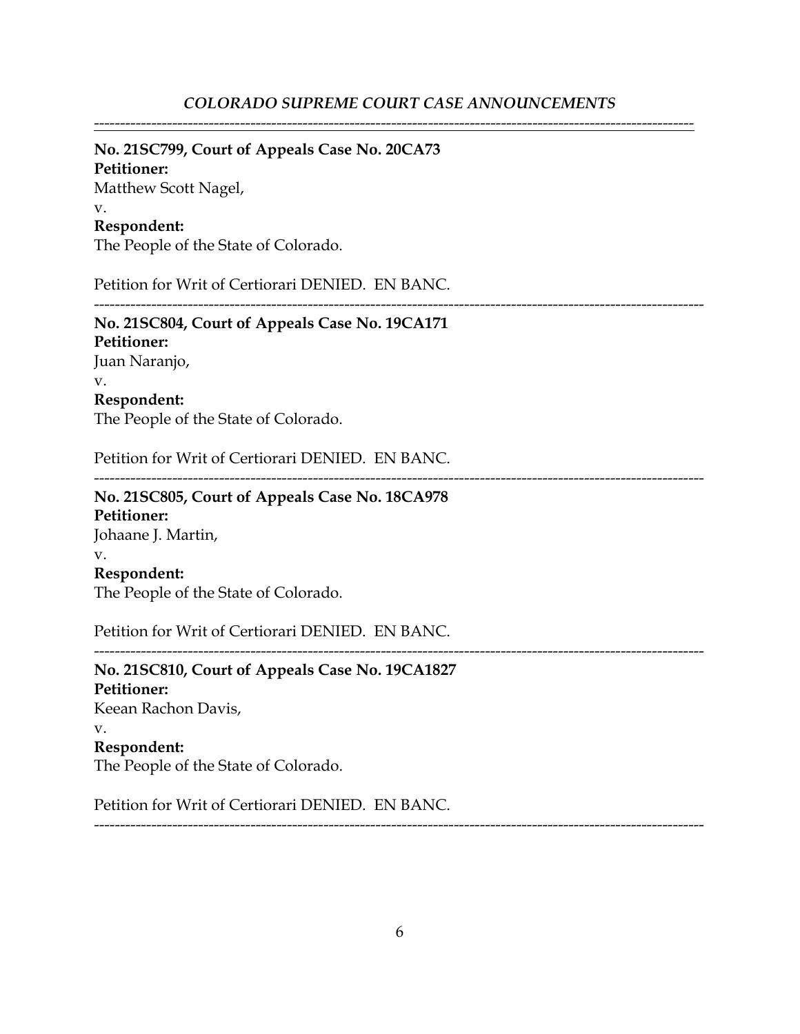**No. 21SC799, Court of Appeals Case No. 20CA73**
**Petitioner:**
Matthew Scott Nagel,
v.
**Respondent:**
The People of the State of Colorado.

Petition for Writ of Certiorari DENIED. EN BANC.

---

**No. 21SC804, Court of Appeals Case No. 19CA171**
**Petitioner:**
Juan Naranjo,
v.
**Respondent:**
The People of the State of Colorado.

Petition for Writ of Certiorari DENIED. EN BANC.

---

**No. 21SC805, Court of Appeals Case No. 18CA978**
**Petitioner:**
Johaane J. Martin,
v.
**Respondent:**
The People of the State of Colorado.

Petition for Writ of Certiorari DENIED. EN BANC.

---

**No. 21SC810, Court of Appeals Case No. 19CA1827**
**Petitioner:**
Keean Rachon Davis,
v.
**Respondent:**
The People of the State of Colorado.

Petition for Writ of Certiorari DENIED. EN BANC.

---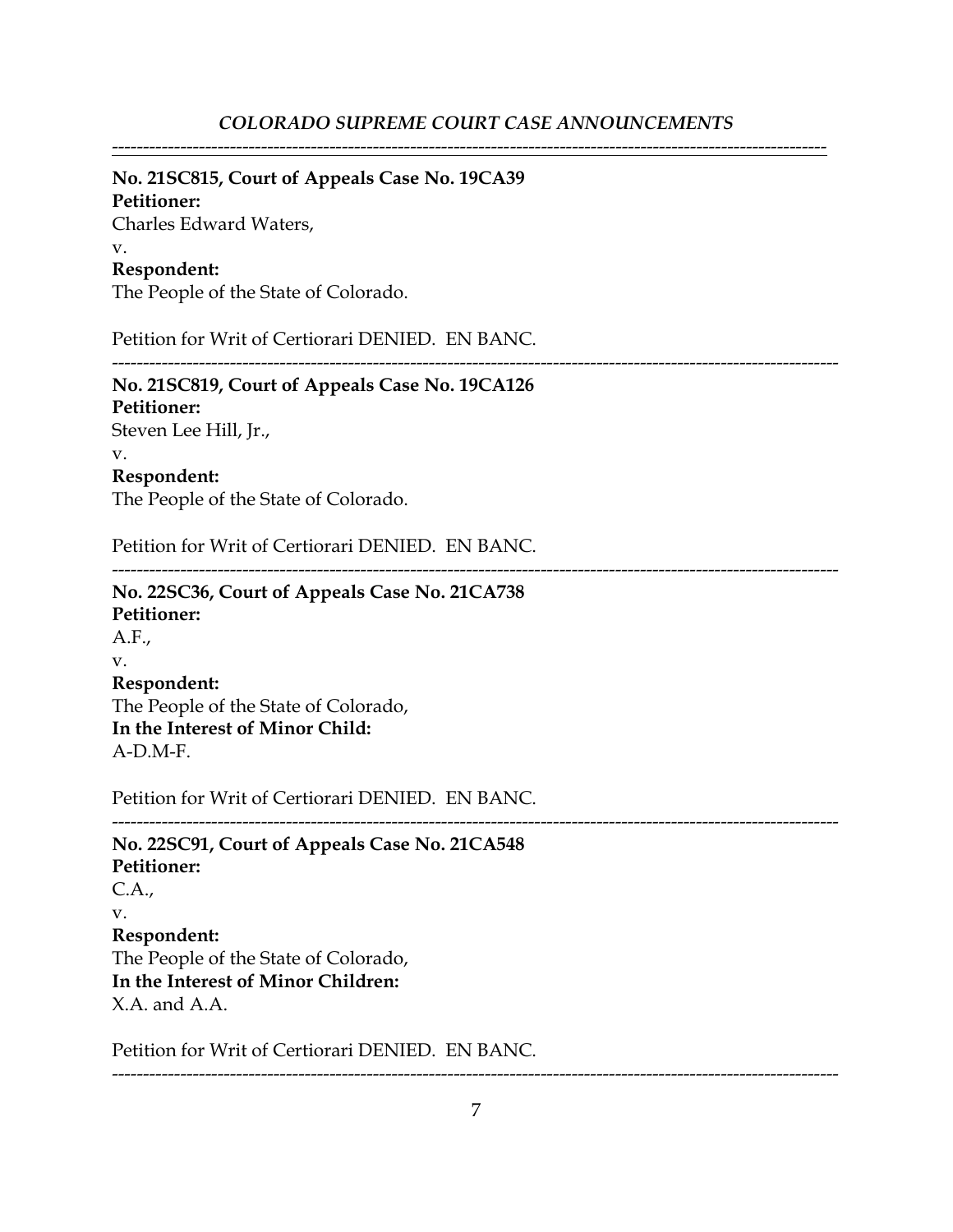---

**No. 21SC815, Court of Appeals Case No. 19CA39**
**Petitioner:**
Charles Edward Waters,
v.
**Respondent:**
The People of the State of Colorado.

Petition for Writ of Certiorari DENIED. EN BANC.

---

**No. 21SC819, Court of Appeals Case No. 19CA126**
**Petitioner:**
Steven Lee Hill, Jr.,
v.
**Respondent:**
The People of the State of Colorado.

Petition for Writ of Certiorari DENIED. EN BANC.

---

**No. 22SC36, Court of Appeals Case No. 21CA738**
**Petitioner:**
A.F.,
v.
**Respondent:**
The People of the State of Colorado,
**In the Interest of Minor Child:**
A-D.M-F.

Petition for Writ of Certiorari DENIED. EN BANC.

---

**No. 22SC91, Court of Appeals Case No. 21CA548**
**Petitioner:**
C.A.,
v.
**Respondent:**
The People of the State of Colorado,
**In the Interest of Minor Children:**
X.A. and A.A.

Petition for Writ of Certiorari DENIED. EN BANC.

---